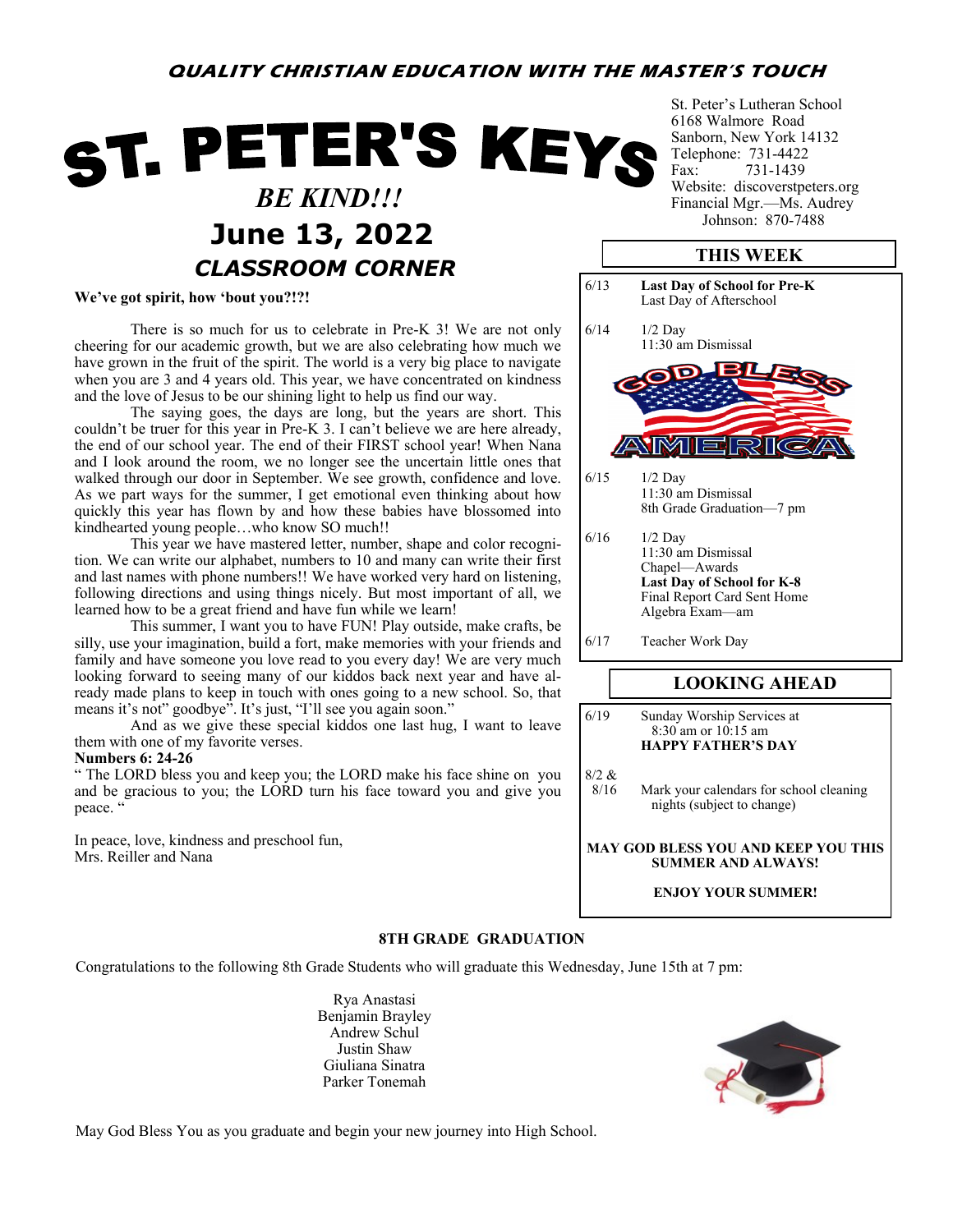**QUALITY CHRISTIAN EDUCATION WITH THE MASTER'S TOUCH**

# ST. PETER'S KEYS

***BE KIND!!!***

## June 13, 2022

St. Peter's Lutheran School
6168 Walmore Road
Sanborn, New York 14132
Telephone: 731-4422
Fax: 731-1439
Website: discoverstpeters.org
Financial Mgr.—Ms. Audrey Johnson: 870-7488

## *CLASSROOM CORNER*

**We've got spirit, how 'bout you?!?!**

There is so much for us to celebrate in Pre-K 3! We are not only cheering for our academic growth, but we are also celebrating how much we have grown in the fruit of the spirit. The world is a very big place to navigate when you are 3 and 4 years old. This year, we have concentrated on kindness and the love of Jesus to be our shining light to help us find our way.

The saying goes, the days are long, but the years are short. This couldn't be truer for this year in Pre-K 3. I can't believe we are here already, the end of our school year. The end of their FIRST school year! When Nana and I look around the room, we no longer see the uncertain little ones that walked through our door in September. We see growth, confidence and love. As we part ways for the summer, I get emotional even thinking about how quickly this year has flown by and how these babies have blossomed into kindhearted young people…who know SO much!!

This year we have mastered letter, number, shape and color recognition. We can write our alphabet, numbers to 10 and many can write their first and last names with phone numbers!! We have worked very hard on listening, following directions and using things nicely. But most important of all, we learned how to be a great friend and have fun while we learn!

This summer, I want you to have FUN! Play outside, make crafts, be silly, use your imagination, build a fort, make memories with your friends and family and have someone you love read to you every day! We are very much looking forward to seeing many of our kiddos back next year and have already made plans to keep in touch with ones going to a new school. So, that means it's not" goodbye". It's just, "I'll see you again soon."

And as we give these special kiddos one last hug, I want to leave them with one of my favorite verses.

**Numbers 6: 24-26**

" The LORD bless you and keep you; the LORD make his face shine on you and be gracious to you; the LORD turn his face toward you and give you peace. "

In peace, love, kindness and preschool fun,
Mrs. Reiller and Nana

## THIS WEEK

| | |
|---|---|
| 6/13 | **Last Day of School for Pre-K**<br>Last Day of Afterschool |
| 6/14 | 1/2 Day<br>11:30 am Dismissal |
| 6/15 | 1/2 Day<br>11:30 am Dismissal<br>8th Grade Graduation—7 pm |
| 6/16 | 1/2 Day<br>11:30 am Dismissal<br>Chapel—Awards<br>**Last Day of School for K-8**<br>Final Report Card Sent Home<br>Algebra Exam—am |
| 6/17 | Teacher Work Day |

GOD BLESS AMERICA

## LOOKING AHEAD

| | |
|---|---|
| 6/19 | Sunday Worship Services at 8:30 am or 10:15 am<br>**HAPPY FATHER'S DAY** |
| 8/2 & 8/16 | Mark your calendars for school cleaning nights (subject to change) |

**MAY GOD BLESS YOU AND KEEP YOU THIS SUMMER AND ALWAYS!**

**ENJOY YOUR SUMMER!**

## 8TH GRADE GRADUATION

Congratulations to the following 8th Grade Students who will graduate this Wednesday, June 15th at 7 pm:

Rya Anastasi
Benjamin Brayley
Andrew Schul
Justin Shaw
Giuliana Sinatra
Parker Tonemah

May God Bless You as you graduate and begin your new journey into High School.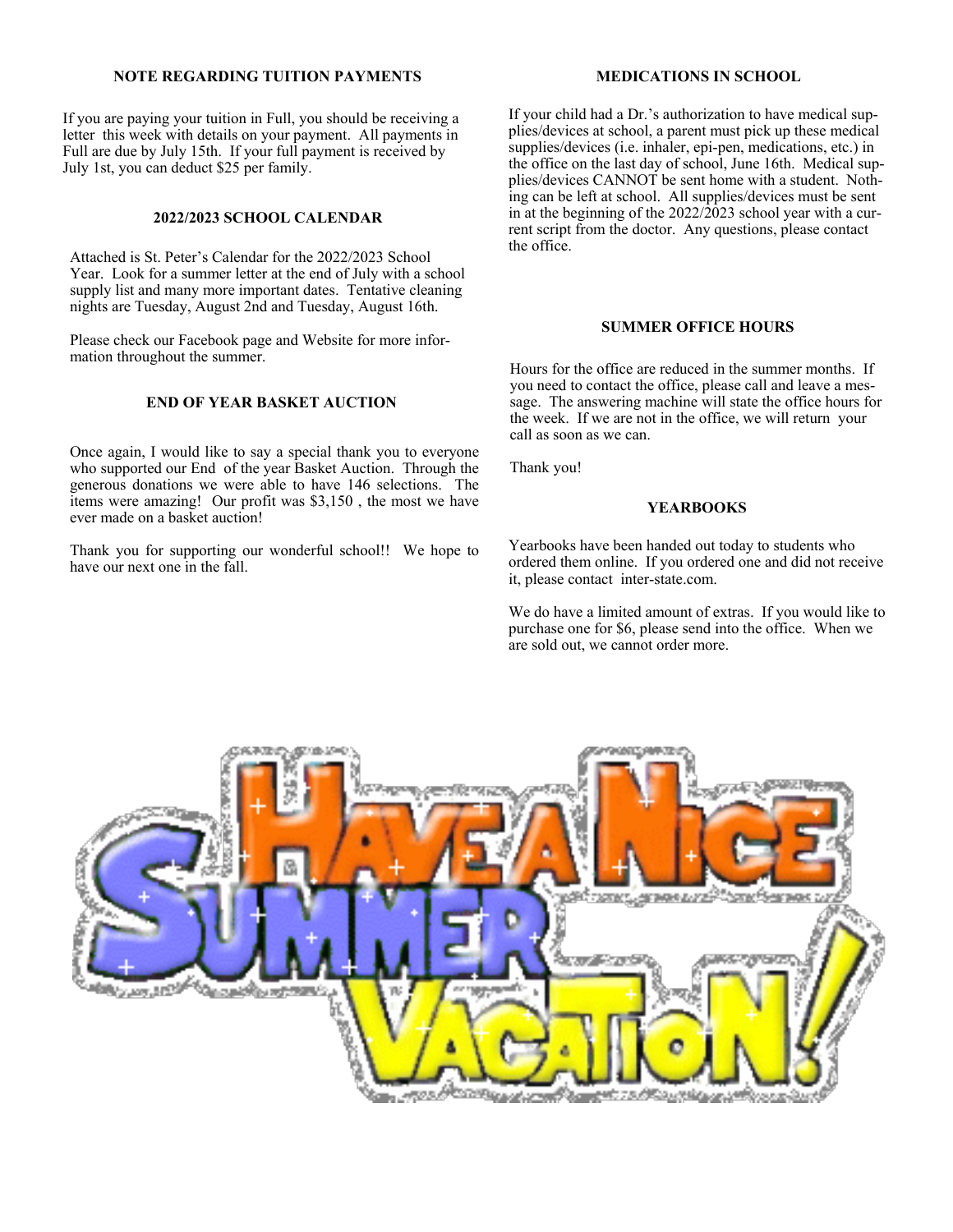## NOTE REGARDING TUITION PAYMENTS

If you are paying your tuition in Full, you should be receiving a letter this week with details on your payment. All payments in Full are due by July 15th. If your full payment is received by July 1st, you can deduct $25 per family.

## 2022/2023 SCHOOL CALENDAR

Attached is St. Peter's Calendar for the 2022/2023 School Year. Look for a summer letter at the end of July with a school supply list and many more important dates. Tentative cleaning nights are Tuesday, August 2nd and Tuesday, August 16th.

Please check our Facebook page and Website for more information throughout the summer.

## END OF YEAR BASKET AUCTION

Once again, I would like to say a special thank you to everyone who supported our End of the year Basket Auction. Through the generous donations we were able to have 146 selections. The items were amazing! Our profit was $3,150 , the most we have ever made on a basket auction!

Thank you for supporting our wonderful school!! We hope to have our next one in the fall.

## MEDICATIONS IN SCHOOL

If your child had a Dr.'s authorization to have medical supplies/devices at school, a parent must pick up these medical supplies/devices (i.e. inhaler, epi-pen, medications, etc.) in the office on the last day of school, June 16th. Medical supplies/devices CANNOT be sent home with a student. Nothing can be left at school. All supplies/devices must be sent in at the beginning of the 2022/2023 school year with a current script from the doctor. Any questions, please contact the office.

## SUMMER OFFICE HOURS

Hours for the office are reduced in the summer months. If you need to contact the office, please call and leave a message. The answering machine will state the office hours for the week. If we are not in the office, we will return your call as soon as we can.

Thank you!

## YEARBOOKS

Yearbooks have been handed out today to students who ordered them online. If you ordered one and did not receive it, please contact inter-state.com.

We do have a limited amount of extras. If you would like to purchase one for $6, please send into the office. When we are sold out, we cannot order more.

Have a Nice Summer Vacation!